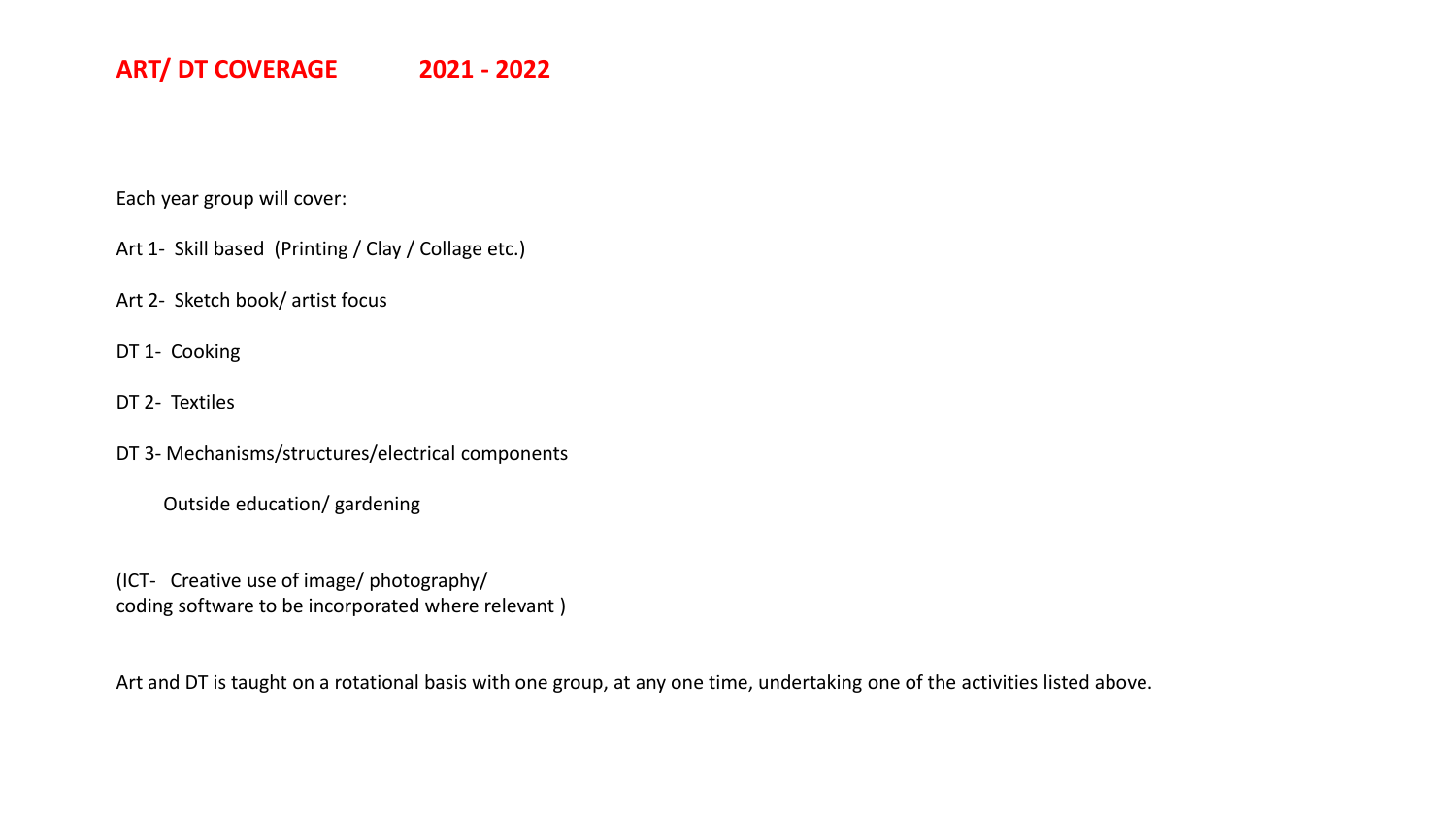# ART/ DT COVERAGE 2021 - 2022

Each year group will cover:

Art 1- Skill based (Printing / Clay / Collage etc.)

Art 2- Sketch book/ artist focus

DT 1- Cooking

DT 2- Textiles

DT 3- Mechanisms/structures/electrical components

Outside education/ gardening

(ICT- Creative use of image/ photography/
coding software to be incorporated where relevant )

Art and DT is taught on a rotational basis with one group, at any one time, undertaking one of the activities listed above.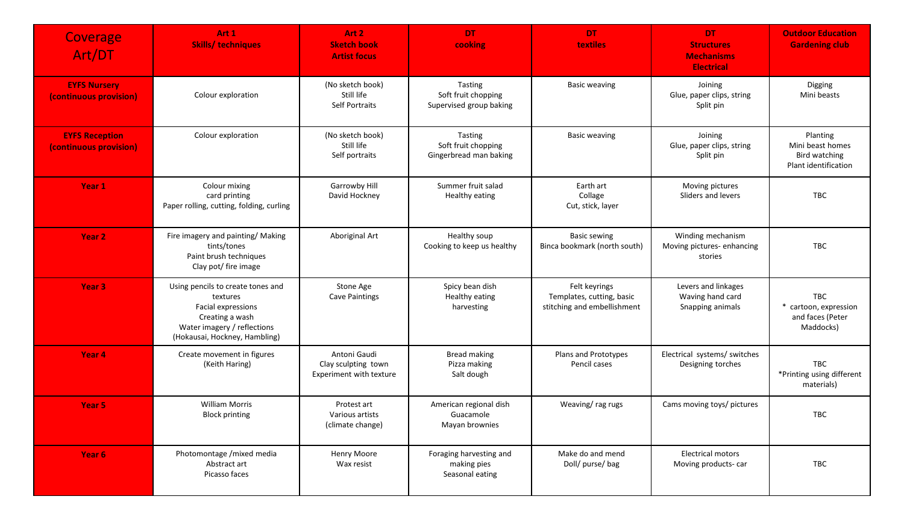| Coverage Art/DT | Art 1 Skills/ techniques | Art 2 Sketch book Artist focus | DT cooking | DT textiles | DT Structures Mechanisms Electrical | Outdoor Education Gardening club |
|---|---|---|---|---|---|---|
| **EYFS Nursery (continuous provision)** | Colour exploration | (No sketch book) Still life Self Portraits | Tasting Soft fruit chopping Supervised group baking | Basic weaving | Joining Glue, paper clips, string Split pin | Digging Mini beasts |
| **EYFS Reception (continuous provision)** | Colour exploration | (No sketch book) Still life Self portraits | Tasting Soft fruit chopping Gingerbread man baking | Basic weaving | Joining Glue, paper clips, string Split pin | Planting Mini beast homes Bird watching Plant identification |
| **Year 1** | Colour mixing card printing Paper rolling, cutting, folding, curling | Garrowby Hill David Hockney | Summer fruit salad Healthy eating | Earth art Collage Cut, stick, layer | Moving pictures Sliders and levers | TBC |
| **Year 2** | Fire imagery and painting/ Making tints/tones Paint brush techniques Clay pot/ fire image | Aboriginal Art | Healthy soup Cooking to keep us healthy | Basic sewing Binca bookmark (north south) | Winding mechanism Moving pictures- enhancing stories | TBC |
| **Year 3** | Using pencils to create tones and textures Facial expressions Creating a wash Water imagery / reflections (Hokausai, Hockney, Hambling) | Stone Age Cave Paintings | Spicy bean dish Healthy eating harvesting | Felt keyrings Templates, cutting, basic stitching and embellishment | Levers and linkages Waving hand card Snapping animals | TBC * cartoon, expression and faces (Peter Maddocks) |
| **Year 4** | Create movement in figures (Keith Haring) | Antoni Gaudi Clay sculpting town Experiment with texture | Bread making Pizza making Salt dough | Plans and Prototypes Pencil cases | Electrical systems/ switches Designing torches | TBC *Printing using different materials) |
| **Year 5** | William Morris Block printing | Protest art Various artists (climate change) | American regional dish Guacamole Mayan brownies | Weaving/ rag rugs | Cams moving toys/ pictures | TBC |
| **Year 6** | Photomontage /mixed media Abstract art Picasso faces | Henry Moore Wax resist | Foraging harvesting and making pies Seasonal eating | Make do and mend Doll/ purse/ bag | Electrical motors Moving products- car | TBC |